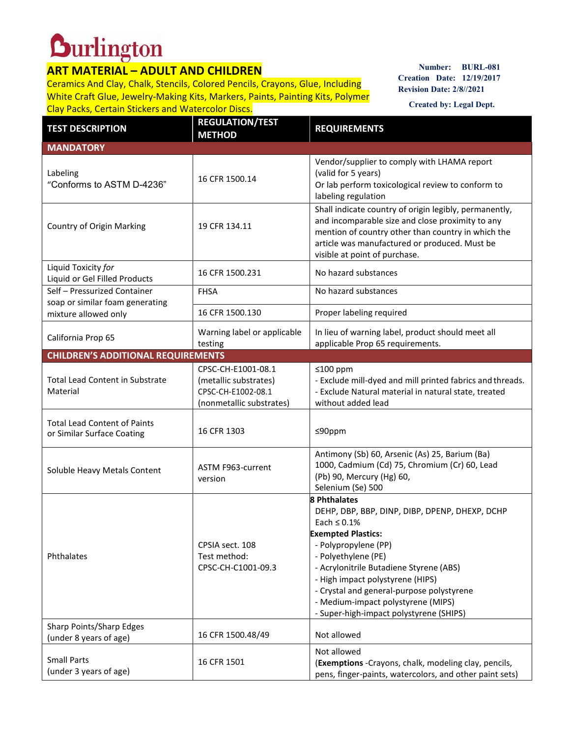# Burlington

## ART MATERIAL – ADULT AND CHILDREN

Ceramics And Clay, Chalk, Stencils, Colored Pencils, Crayons, Glue, Including White Craft Glue, Jewelry-Making Kits, Markers, Paints, Painting Kits, Polymer Clay Packs, Certain Stickers and Watercolor Discs.

**Number:** BURL-081
**Creation Date:** 12/19/2017
**Revision Date:** 2/8//2021

**Created by: Legal Dept.**

| TEST DESCRIPTION | REGULATION/TEST METHOD | REQUIREMENTS |
|---|---|---|
| **MANDATORY** | | |
| Labeling<br>"Conforms to ASTM D-4236" | 16 CFR 1500.14 | Vendor/supplier to comply with LHAMA report (valid for 5 years)<br>Or lab perform toxicological review to conform to labeling regulation |
| Country of Origin Marking | 19 CFR 134.11 | Shall indicate country of origin legibly, permanently, and incomparable size and close proximity to any mention of country other than country in which the article was manufactured or produced. Must be visible at point of purchase. |
| Liquid Toxicity *for* Liquid or Gel Filled Products | 16 CFR 1500.231 | No hazard substances |
| Self – Pressurized Container soap or similar foam generating mixture allowed only | FHSA | No hazard substances |
| | 16 CFR 1500.130 | Proper labeling required |
| California Prop 65 | Warning label or applicable testing | In lieu of warning label, product should meet all applicable Prop 65 requirements. |
| **CHILDREN'S ADDITIONAL REQUIREMENTS** | | |
| Total Lead Content in Substrate Material | CPSC-CH-E1001-08.1 (metallic substrates)<br>CPSC-CH-E1002-08.1 (nonmetallic substrates) | ≤100 ppm<br>- Exclude mill-dyed and mill printed fabrics and threads.<br>- Exclude Natural material in natural state, treated without added lead |
| Total Lead Content of Paints or Similar Surface Coating | 16 CFR 1303 | ≤90ppm |
| Soluble Heavy Metals Content | ASTM F963-current version | Antimony (Sb) 60, Arsenic (As) 25, Barium (Ba) 1000, Cadmium (Cd) 75, Chromium (Cr) 60, Lead (Pb) 90, Mercury (Hg) 60,<br>Selenium (Se) 500 |
| Phthalates | CPSIA sect. 108<br>Test method:<br>CPSC-CH-C1001-09.3 | **8 Phthalates**<br>DEHP, DBP, BBP, DINP, DIBP, DPENP, DHEXP, DCHP<br>Each ≤ 0.1%<br>**Exempted Plastics:**<br>- Polypropylene (PP)<br>- Polyethylene (PE)<br>- Acrylonitrile Butadiene Styrene (ABS)<br>- High impact polystyrene (HIPS)<br>- Crystal and general-purpose polystyrene<br>- Medium-impact polystyrene (MIPS)<br>- Super-high-impact polystyrene (SHIPS) |
| Sharp Points/Sharp Edges (under 8 years of age) | 16 CFR 1500.48/49 | Not allowed |
| Small Parts (under 3 years of age) | 16 CFR 1501 | Not allowed<br>(**Exemptions** -Crayons, chalk, modeling clay, pencils, pens, finger-paints, watercolors, and other paint sets) |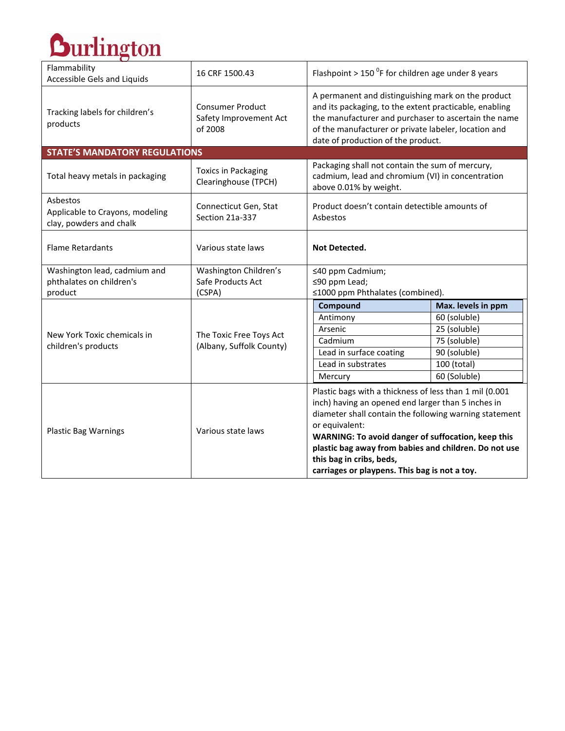| | | |
|---|---|---|
| Flammability<br>Accessible Gels and Liquids | 16 CRF 1500.43 | Flashpoint > 150 $^0$F for children age under 8 years |
| Tracking labels for children's products | Consumer Product Safety Improvement Act of 2008 | A permanent and distinguishing mark on the product and its packaging, to the extent practicable, enabling the manufacturer and purchaser to ascertain the name of the manufacturer or private labeler, location and date of production of the product. |
| **STATE'S MANDATORY REGULATIONS** | | |
| Total heavy metals in packaging | Toxics in Packaging Clearinghouse (TPCH) | Packaging shall not contain the sum of mercury, cadmium, lead and chromium (VI) in concentration above 0.01% by weight. |
| Asbestos<br>Applicable to Crayons, modeling clay, powders and chalk | Connecticut Gen, Stat Section 21a-337 | Product doesn't contain detectible amounts of Asbestos |
| Flame Retardants | Various state laws | **Not Detected.** |
| Washington lead, cadmium and phthalates on children's product | Washington Children's Safe Products Act (CSPA) | ≤40 ppm Cadmium;<br>≤90 ppm Lead;<br>≤1000 ppm Phthalates (combined). |
| New York Toxic chemicals in children's products | The Toxic Free Toys Act (Albany, Suffolk County) | **Compound** – **Max. levels in ppm**<br>Antimony – 60 (soluble)<br>Arsenic – 25 (soluble)<br>Cadmium – 75 (soluble)<br>Lead in surface coating – 90 (soluble)<br>Lead in substrates – 100 (total)<br>Mercury – 60 (Soluble) |
| Plastic Bag Warnings | Various state laws | Plastic bags with a thickness of less than 1 mil (0.001 inch) having an opened end larger than 5 inches in diameter shall contain the following warning statement or equivalent:<br>**WARNING: To avoid danger of suffocation, keep this plastic bag away from babies and children. Do not use this bag in cribs, beds, carriages or playpens. This bag is not a toy.** |